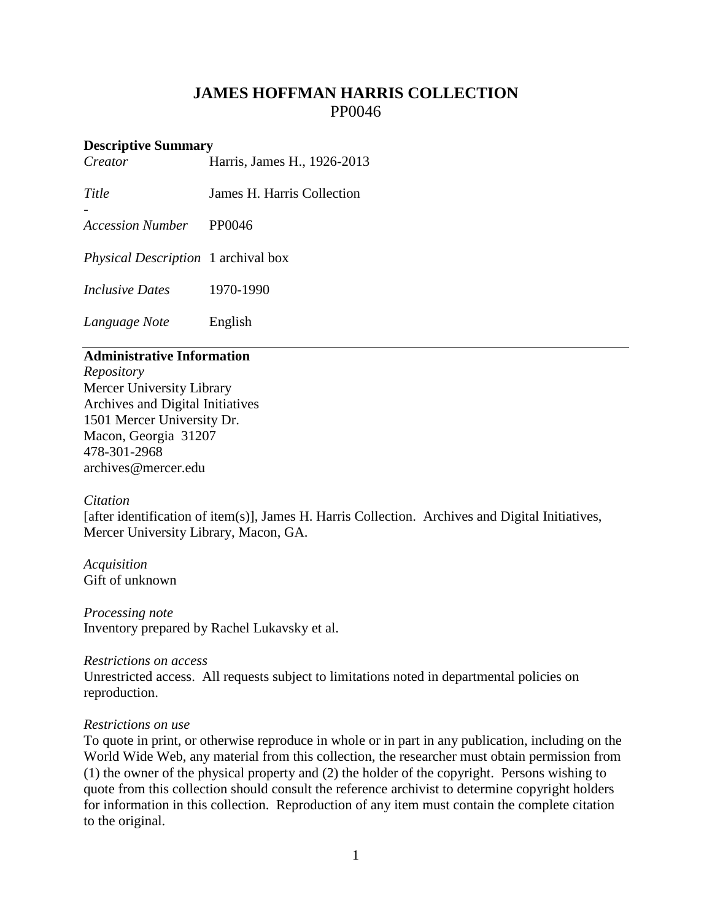# JAMES HOFFMAN HARRIS COLLECTION

PP0046

**Descriptive Summary**

| | |
|---|---|
| *Creator* | Harris, James H., 1926-2013 |
| *Title* | James H. Harris Collection |
| *Accession Number* | PP0046 |
| *Physical Description* | 1 archival box |
| *Inclusive Dates* | 1970-1990 |
| *Language Note* | English |

---

**Administrative Information**

*Repository*
Mercer University Library
Archives and Digital Initiatives
1501 Mercer University Dr.
Macon, Georgia 31207
478-301-2968
archives@mercer.edu

*Citation*
[after identification of item(s)], James H. Harris Collection. Archives and Digital Initiatives, Mercer University Library, Macon, GA.

*Acquisition*
Gift of unknown

*Processing note*
Inventory prepared by Rachel Lukavsky et al.

*Restrictions on access*
Unrestricted access. All requests subject to limitations noted in departmental policies on reproduction.

*Restrictions on use*
To quote in print, or otherwise reproduce in whole or in part in any publication, including on the World Wide Web, any material from this collection, the researcher must obtain permission from (1) the owner of the physical property and (2) the holder of the copyright. Persons wishing to quote from this collection should consult the reference archivist to determine copyright holders for information in this collection. Reproduction of any item must contain the complete citation to the original.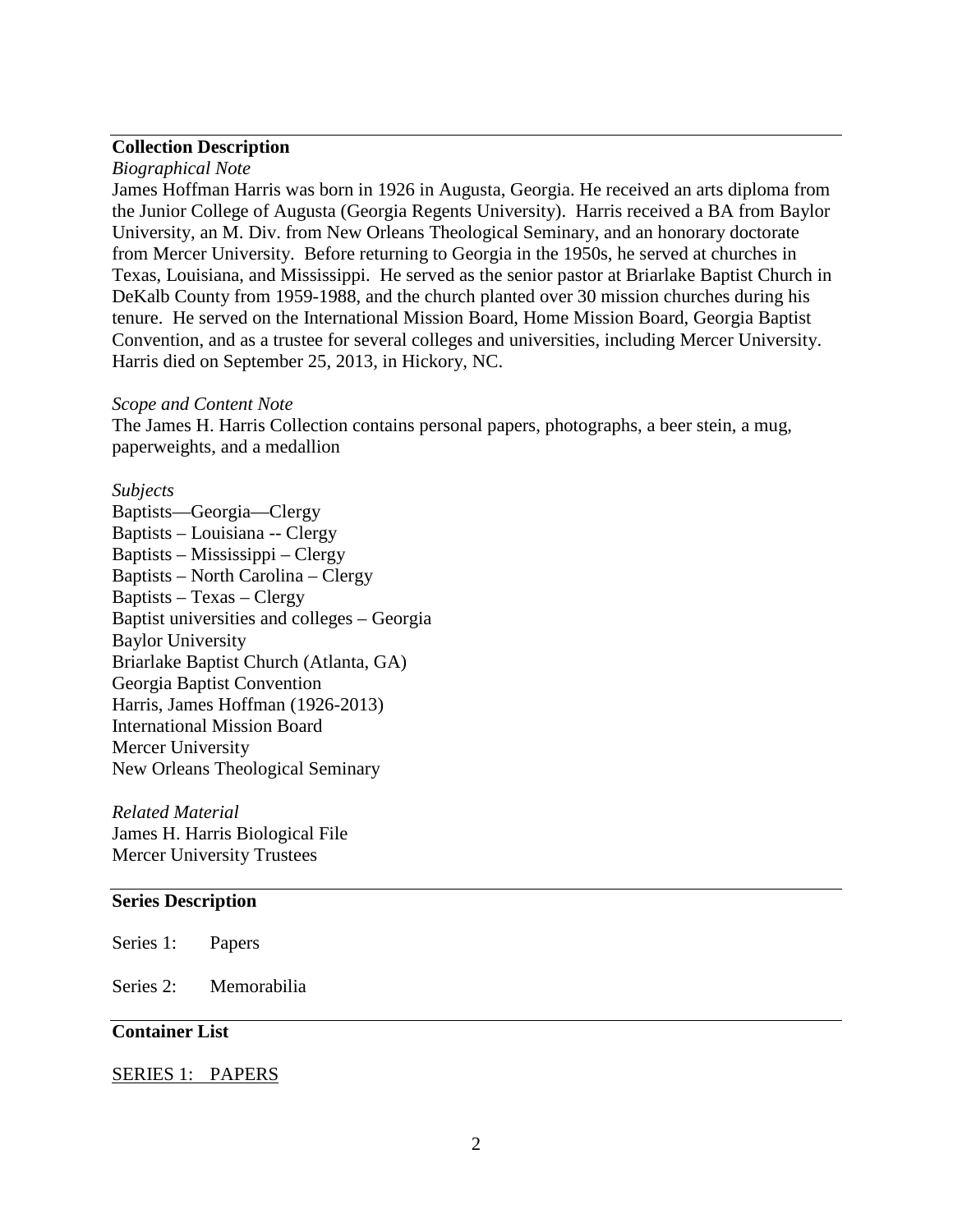## Collection Description

*Biographical Note*

James Hoffman Harris was born in 1926 in Augusta, Georgia. He received an arts diploma from the Junior College of Augusta (Georgia Regents University). Harris received a BA from Baylor University, an M. Div. from New Orleans Theological Seminary, and an honorary doctorate from Mercer University. Before returning to Georgia in the 1950s, he served at churches in Texas, Louisiana, and Mississippi. He served as the senior pastor at Briarlake Baptist Church in DeKalb County from 1959-1988, and the church planted over 30 mission churches during his tenure. He served on the International Mission Board, Home Mission Board, Georgia Baptist Convention, and as a trustee for several colleges and universities, including Mercer University. Harris died on September 25, 2013, in Hickory, NC.

*Scope and Content Note*

The James H. Harris Collection contains personal papers, photographs, a beer stein, a mug, paperweights, and a medallion

*Subjects*

Baptists—Georgia—Clergy
Baptists – Louisiana -- Clergy
Baptists – Mississippi – Clergy
Baptists – North Carolina – Clergy
Baptists – Texas – Clergy
Baptist universities and colleges – Georgia
Baylor University
Briarlake Baptist Church (Atlanta, GA)
Georgia Baptist Convention
Harris, James Hoffman (1926-2013)
International Mission Board
Mercer University
New Orleans Theological Seminary

*Related Material*

James H. Harris Biological File
Mercer University Trustees

## Series Description

Series 1: Papers

Series 2: Memorabilia

## Container List

SERIES 1: PAPERS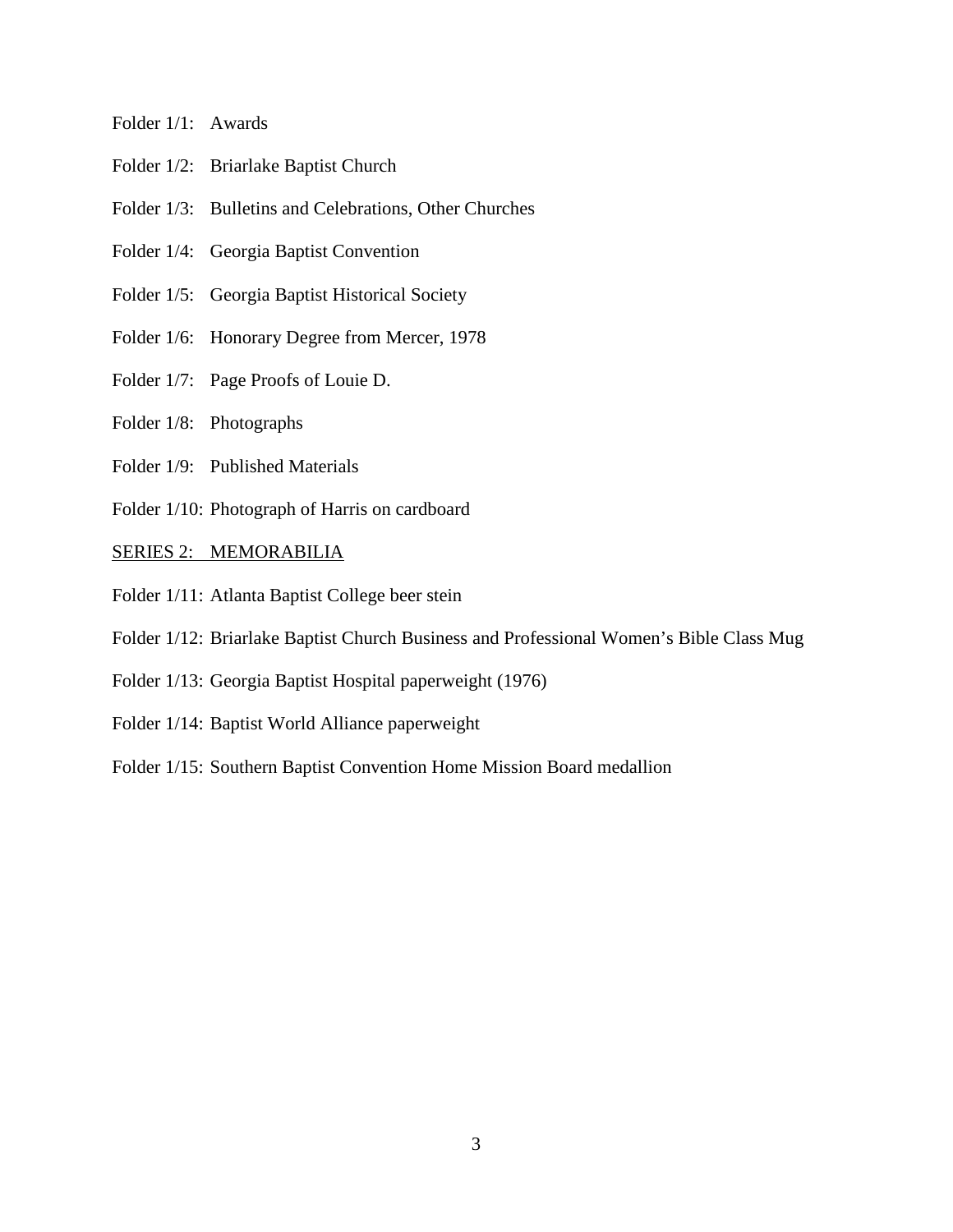Folder 1/1: Awards

Folder 1/2: Briarlake Baptist Church

Folder 1/3: Bulletins and Celebrations, Other Churches

Folder 1/4: Georgia Baptist Convention

Folder 1/5: Georgia Baptist Historical Society

Folder 1/6: Honorary Degree from Mercer, 1978

Folder 1/7: Page Proofs of Louie D.

Folder 1/8: Photographs

Folder 1/9: Published Materials

Folder 1/10: Photograph of Harris on cardboard

SERIES 2: MEMORABILIA

Folder 1/11: Atlanta Baptist College beer stein

Folder 1/12: Briarlake Baptist Church Business and Professional Women's Bible Class Mug

Folder 1/13: Georgia Baptist Hospital paperweight (1976)

Folder 1/14: Baptist World Alliance paperweight

Folder 1/15: Southern Baptist Convention Home Mission Board medallion